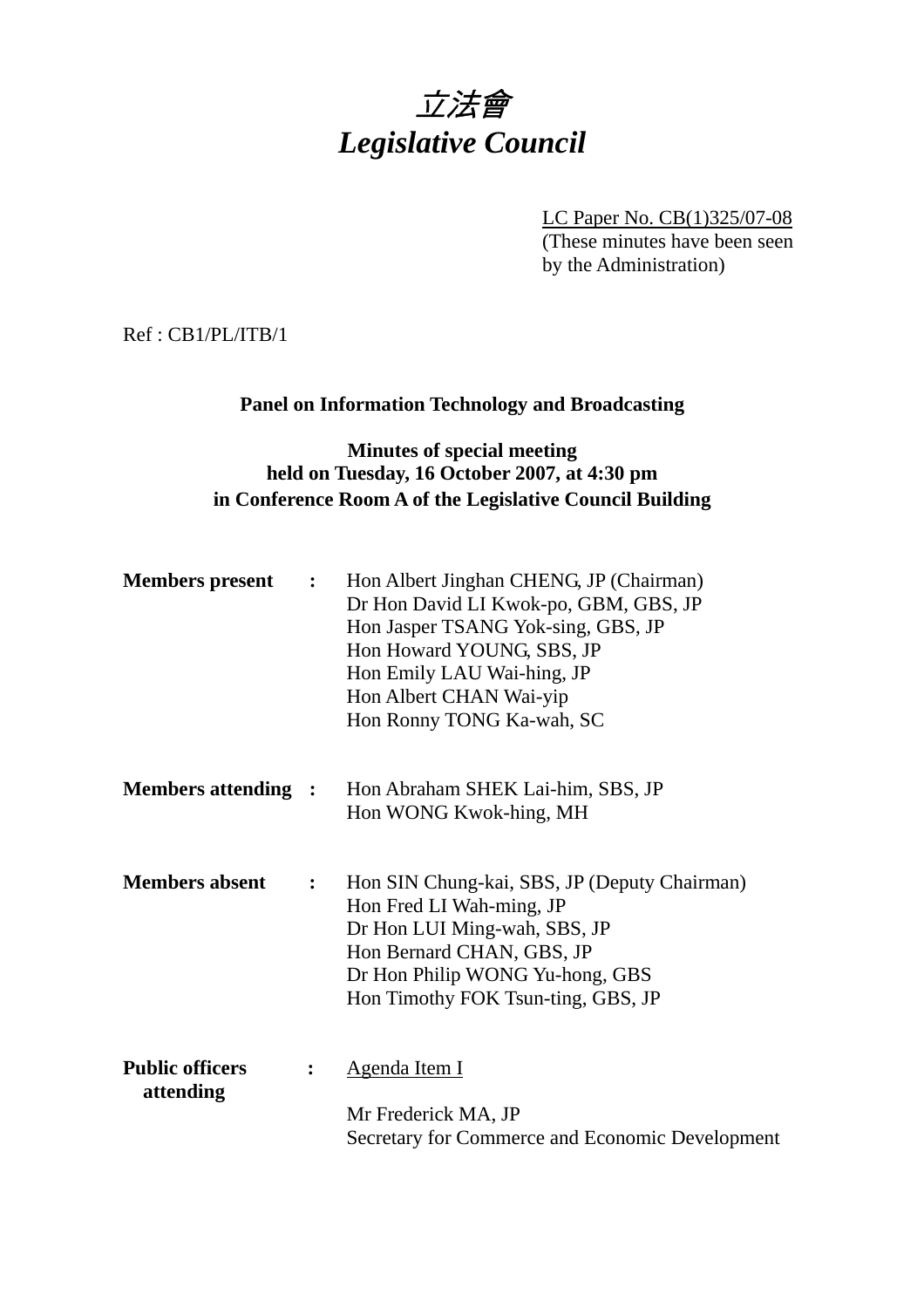# *立法會*
# *Legislative Council*

LC Paper No. CB(1)325/07-08
(These minutes have been seen by the Administration)

Ref : CB1/PL/ITB/1

**Panel on Information Technology and Broadcasting**

**Minutes of special meeting**
**held on Tuesday, 16 October 2007, at 4:30 pm**
**in Conference Room A of the Legislative Council Building**

**Members present :**

Hon Albert Jinghan CHENG, JP (Chairman)
Dr Hon David LI Kwok-po, GBM, GBS, JP
Hon Jasper TSANG Yok-sing, GBS, JP
Hon Howard YOUNG, SBS, JP
Hon Emily LAU Wai-hing, JP
Hon Albert CHAN Wai-yip
Hon Ronny TONG Ka-wah, SC

**Members attending :**

Hon Abraham SHEK Lai-him, SBS, JP
Hon WONG Kwok-hing, MH

**Members absent :**

Hon SIN Chung-kai, SBS, JP (Deputy Chairman)
Hon Fred LI Wah-ming, JP
Dr Hon LUI Ming-wah, SBS, JP
Hon Bernard CHAN, GBS, JP
Dr Hon Philip WONG Yu-hong, GBS
Hon Timothy FOK Tsun-ting, GBS, JP

**Public officers attending :**

Agenda Item I

Mr Frederick MA, JP
Secretary for Commerce and Economic Development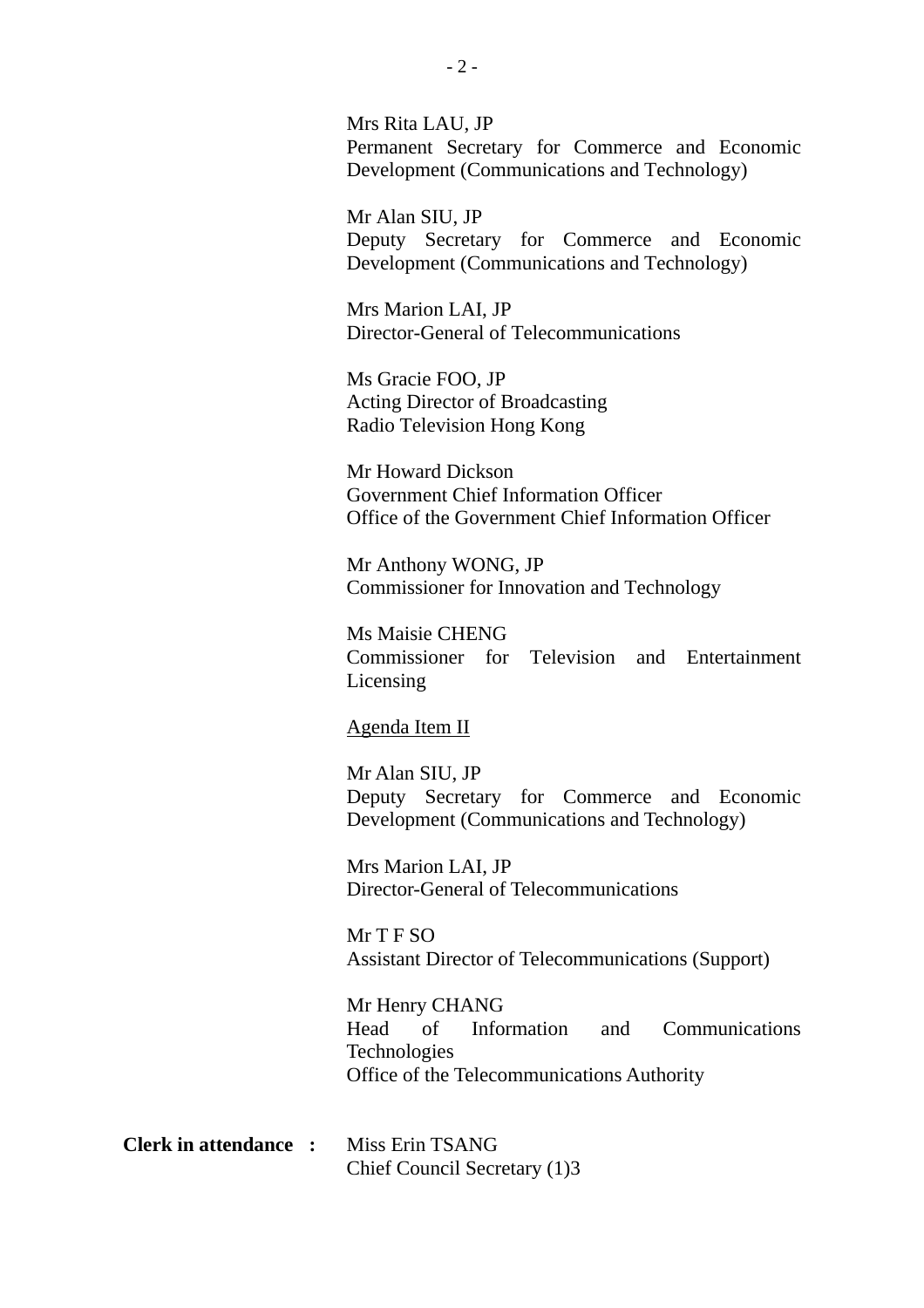Mrs Rita LAU, JP
Permanent Secretary for Commerce and Economic Development (Communications and Technology)

Mr Alan SIU, JP
Deputy Secretary for Commerce and Economic Development (Communications and Technology)

Mrs Marion LAI, JP
Director-General of Telecommunications

Ms Gracie FOO, JP
Acting Director of Broadcasting
Radio Television Hong Kong

Mr Howard Dickson
Government Chief Information Officer
Office of the Government Chief Information Officer

Mr Anthony WONG, JP
Commissioner for Innovation and Technology

Ms Maisie CHENG
Commissioner for Television and Entertainment Licensing

Agenda Item II

Mr Alan SIU, JP
Deputy Secretary for Commerce and Economic Development (Communications and Technology)

Mrs Marion LAI, JP
Director-General of Telecommunications

Mr T F SO
Assistant Director of Telecommunications (Support)

Mr Henry CHANG
Head of Information and Communications Technologies
Office of the Telecommunications Authority

**Clerk in attendance :** Miss Erin TSANG
Chief Council Secretary (1)3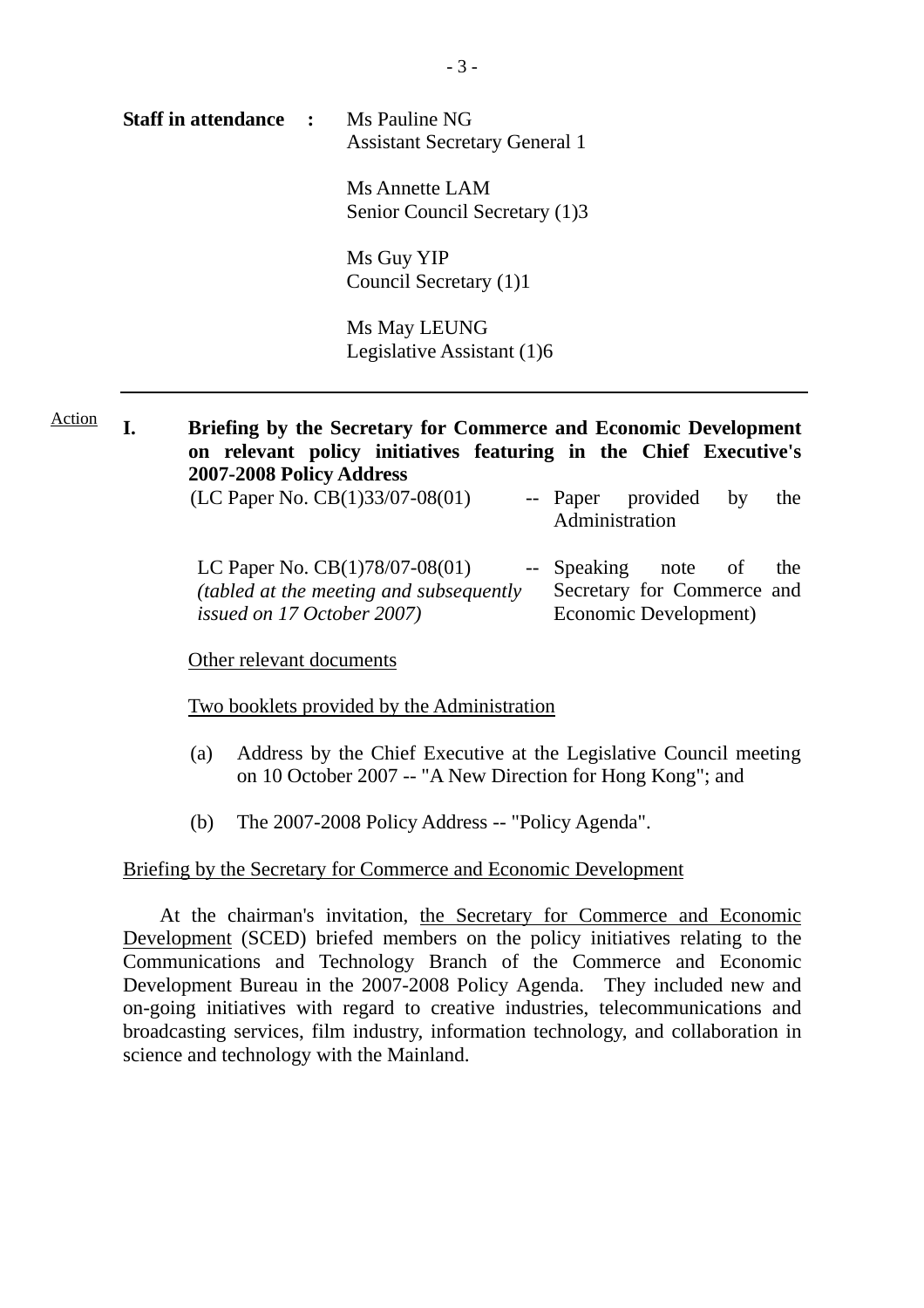**Staff in attendance :** Ms Pauline NG
Assistant Secretary General 1

Ms Annette LAM
Senior Council Secretary (1)3

Ms Guy YIP
Council Secretary (1)1

Ms May LEUNG
Legislative Assistant (1)6

---

Action

**I. Briefing by the Secretary for Commerce and Economic Development on relevant policy initiatives featuring in the Chief Executive's 2007-2008 Policy Address**

(LC Paper No. CB(1)33/07-08(01) -- Paper provided by the Administration

LC Paper No. CB(1)78/07-08(01) *(tabled at the meeting and subsequently issued on 17 October 2007)* -- Speaking note of the Secretary for Commerce and Economic Development)

Other relevant documents

Two booklets provided by the Administration

(a) Address by the Chief Executive at the Legislative Council meeting on 10 October 2007 -- "A New Direction for Hong Kong"; and

(b) The 2007-2008 Policy Address -- "Policy Agenda".

Briefing by the Secretary for Commerce and Economic Development

At the chairman's invitation, the Secretary for Commerce and Economic Development (SCED) briefed members on the policy initiatives relating to the Communications and Technology Branch of the Commerce and Economic Development Bureau in the 2007-2008 Policy Agenda. They included new and on-going initiatives with regard to creative industries, telecommunications and broadcasting services, film industry, information technology, and collaboration in science and technology with the Mainland.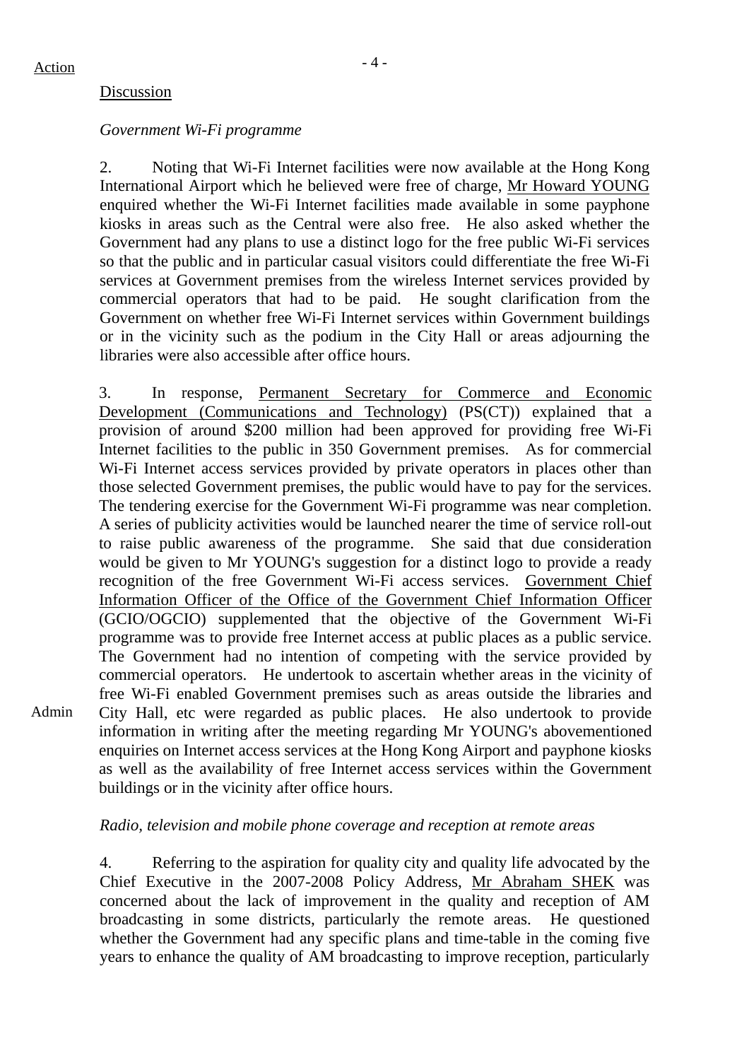Action

Discussion

*Government Wi-Fi programme*

2. Noting that Wi-Fi Internet facilities were now available at the Hong Kong International Airport which he believed were free of charge, Mr Howard YOUNG enquired whether the Wi-Fi Internet facilities made available in some payphone kiosks in areas such as the Central were also free. He also asked whether the Government had any plans to use a distinct logo for the free public Wi-Fi services so that the public and in particular casual visitors could differentiate the free Wi-Fi services at Government premises from the wireless Internet services provided by commercial operators that had to be paid. He sought clarification from the Government on whether free Wi-Fi Internet services within Government buildings or in the vicinity such as the podium in the City Hall or areas adjourning the libraries were also accessible after office hours.

3. In response, Permanent Secretary for Commerce and Economic Development (Communications and Technology) (PS(CT)) explained that a provision of around $200 million had been approved for providing free Wi-Fi Internet facilities to the public in 350 Government premises. As for commercial Wi-Fi Internet access services provided by private operators in places other than those selected Government premises, the public would have to pay for the services. The tendering exercise for the Government Wi-Fi programme was near completion. A series of publicity activities would be launched nearer the time of service roll-out to raise public awareness of the programme. She said that due consideration would be given to Mr YOUNG's suggestion for a distinct logo to provide a ready recognition of the free Government Wi-Fi access services. Government Chief Information Officer of the Office of the Government Chief Information Officer (GCIO/OGCIO) supplemented that the objective of the Government Wi-Fi programme was to provide free Internet access at public places as a public service. The Government had no intention of competing with the service provided by commercial operators. He undertook to ascertain whether areas in the vicinity of free Wi-Fi enabled Government premises such as areas outside the libraries and City Hall, etc were regarded as public places. He also undertook to provide information in writing after the meeting regarding Mr YOUNG's abovementioned enquiries on Internet access services at the Hong Kong Airport and payphone kiosks as well as the availability of free Internet access services within the Government buildings or in the vicinity after office hours.

Admin

*Radio, television and mobile phone coverage and reception at remote areas*

4. Referring to the aspiration for quality city and quality life advocated by the Chief Executive in the 2007-2008 Policy Address, Mr Abraham SHEK was concerned about the lack of improvement in the quality and reception of AM broadcasting in some districts, particularly the remote areas. He questioned whether the Government had any specific plans and time-table in the coming five years to enhance the quality of AM broadcasting to improve reception, particularly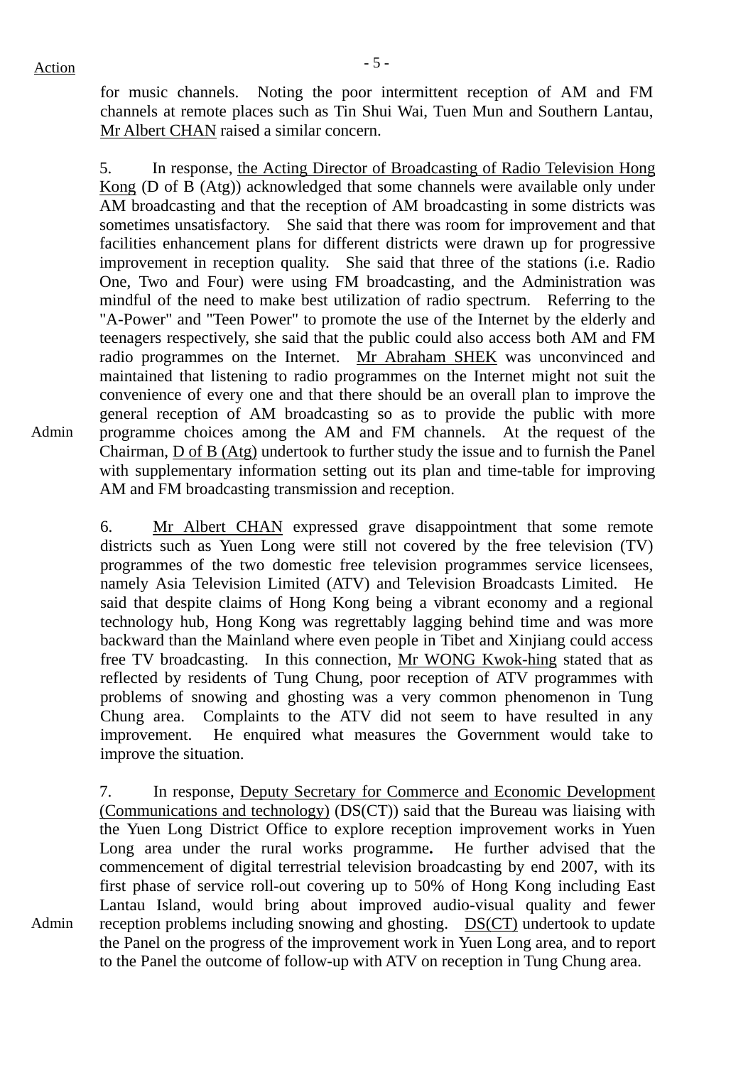Action

for music channels. Noting the poor intermittent reception of AM and FM channels at remote places such as Tin Shui Wai, Tuen Mun and Southern Lantau, Mr Albert CHAN raised a similar concern.

5. In response, the Acting Director of Broadcasting of Radio Television Hong Kong (D of B (Atg)) acknowledged that some channels were available only under AM broadcasting and that the reception of AM broadcasting in some districts was sometimes unsatisfactory. She said that there was room for improvement and that facilities enhancement plans for different districts were drawn up for progressive improvement in reception quality. She said that three of the stations (i.e. Radio One, Two and Four) were using FM broadcasting, and the Administration was mindful of the need to make best utilization of radio spectrum. Referring to the "A-Power" and "Teen Power" to promote the use of the Internet by the elderly and teenagers respectively, she said that the public could also access both AM and FM radio programmes on the Internet. Mr Abraham SHEK was unconvinced and maintained that listening to radio programmes on the Internet might not suit the convenience of every one and that there should be an overall plan to improve the general reception of AM broadcasting so as to provide the public with more programme choices among the AM and FM channels. At the request of the Chairman, D of B (Atg) undertook to further study the issue and to furnish the Panel with supplementary information setting out its plan and time-table for improving AM and FM broadcasting transmission and reception.

Admin

6. Mr Albert CHAN expressed grave disappointment that some remote districts such as Yuen Long were still not covered by the free television (TV) programmes of the two domestic free television programmes service licensees, namely Asia Television Limited (ATV) and Television Broadcasts Limited. He said that despite claims of Hong Kong being a vibrant economy and a regional technology hub, Hong Kong was regrettably lagging behind time and was more backward than the Mainland where even people in Tibet and Xinjiang could access free TV broadcasting. In this connection, Mr WONG Kwok-hing stated that as reflected by residents of Tung Chung, poor reception of ATV programmes with problems of snowing and ghosting was a very common phenomenon in Tung Chung area. Complaints to the ATV did not seem to have resulted in any improvement. He enquired what measures the Government would take to improve the situation.

7. In response, Deputy Secretary for Commerce and Economic Development (Communications and technology) (DS(CT)) said that the Bureau was liaising with the Yuen Long District Office to explore reception improvement works in Yuen Long area under the rural works programme**.** He further advised that the commencement of digital terrestrial television broadcasting by end 2007, with its first phase of service roll-out covering up to 50% of Hong Kong including East Lantau Island, would bring about improved audio-visual quality and fewer reception problems including snowing and ghosting. DS(CT) undertook to update the Panel on the progress of the improvement work in Yuen Long area, and to report to the Panel the outcome of follow-up with ATV on reception in Tung Chung area.

Admin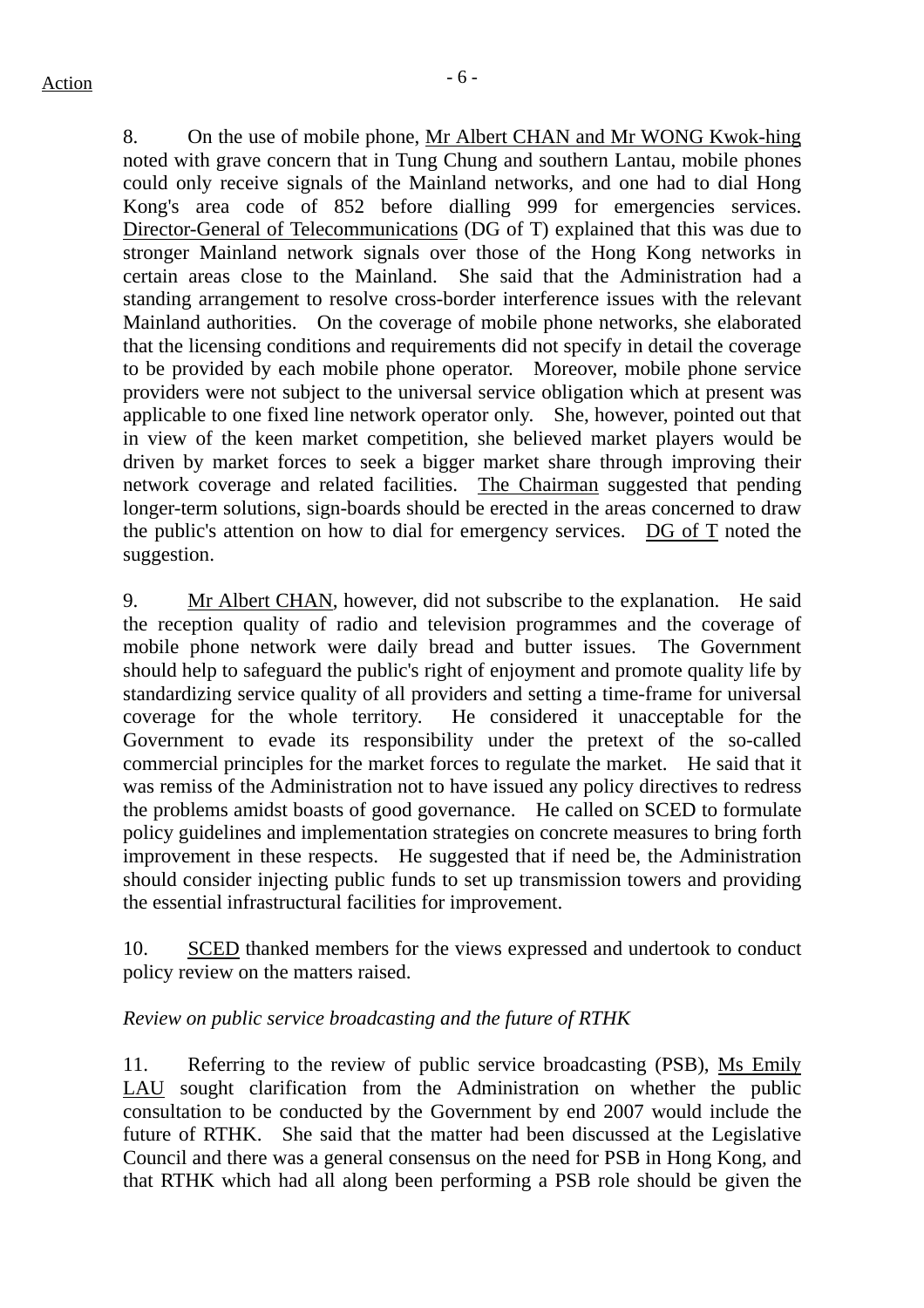Action

8. On the use of mobile phone, Mr Albert CHAN and Mr WONG Kwok-hing noted with grave concern that in Tung Chung and southern Lantau, mobile phones could only receive signals of the Mainland networks, and one had to dial Hong Kong's area code of 852 before dialling 999 for emergencies services. Director-General of Telecommunications (DG of T) explained that this was due to stronger Mainland network signals over those of the Hong Kong networks in certain areas close to the Mainland. She said that the Administration had a standing arrangement to resolve cross-border interference issues with the relevant Mainland authorities. On the coverage of mobile phone networks, she elaborated that the licensing conditions and requirements did not specify in detail the coverage to be provided by each mobile phone operator. Moreover, mobile phone service providers were not subject to the universal service obligation which at present was applicable to one fixed line network operator only. She, however, pointed out that in view of the keen market competition, she believed market players would be driven by market forces to seek a bigger market share through improving their network coverage and related facilities. The Chairman suggested that pending longer-term solutions, sign-boards should be erected in the areas concerned to draw the public's attention on how to dial for emergency services. DG of T noted the suggestion.

9. Mr Albert CHAN, however, did not subscribe to the explanation. He said the reception quality of radio and television programmes and the coverage of mobile phone network were daily bread and butter issues. The Government should help to safeguard the public's right of enjoyment and promote quality life by standardizing service quality of all providers and setting a time-frame for universal coverage for the whole territory. He considered it unacceptable for the Government to evade its responsibility under the pretext of the so-called commercial principles for the market forces to regulate the market. He said that it was remiss of the Administration not to have issued any policy directives to redress the problems amidst boasts of good governance. He called on SCED to formulate policy guidelines and implementation strategies on concrete measures to bring forth improvement in these respects. He suggested that if need be, the Administration should consider injecting public funds to set up transmission towers and providing the essential infrastructural facilities for improvement.

10. SCED thanked members for the views expressed and undertook to conduct policy review on the matters raised.

*Review on public service broadcasting and the future of RTHK*

11. Referring to the review of public service broadcasting (PSB), Ms Emily LAU sought clarification from the Administration on whether the public consultation to be conducted by the Government by end 2007 would include the future of RTHK. She said that the matter had been discussed at the Legislative Council and there was a general consensus on the need for PSB in Hong Kong, and that RTHK which had all along been performing a PSB role should be given the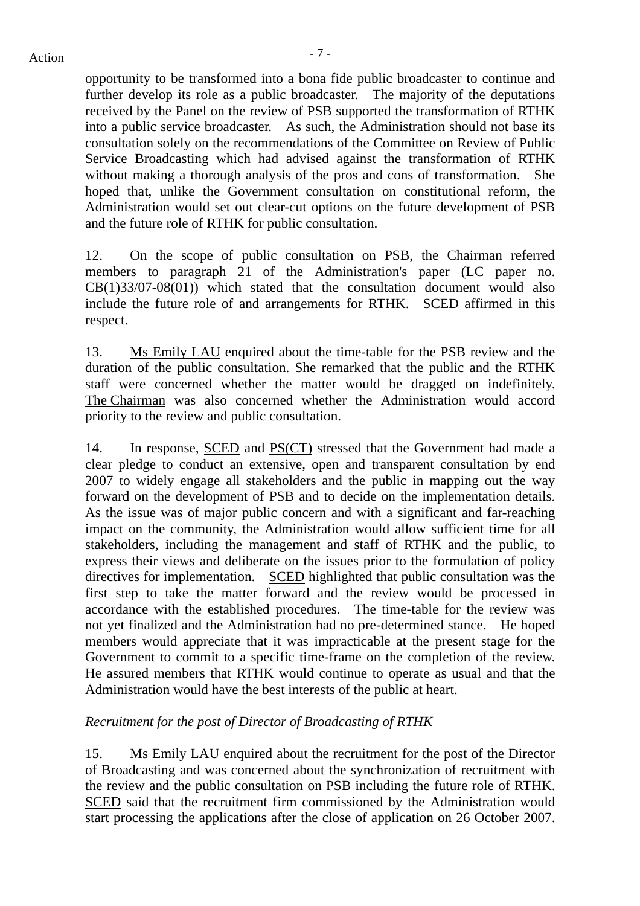opportunity to be transformed into a bona fide public broadcaster to continue and further develop its role as a public broadcaster. The majority of the deputations received by the Panel on the review of PSB supported the transformation of RTHK into a public service broadcaster. As such, the Administration should not base its consultation solely on the recommendations of the Committee on Review of Public Service Broadcasting which had advised against the transformation of RTHK without making a thorough analysis of the pros and cons of transformation. She hoped that, unlike the Government consultation on constitutional reform, the Administration would set out clear-cut options on the future development of PSB and the future role of RTHK for public consultation.

12. On the scope of public consultation on PSB, the Chairman referred members to paragraph 21 of the Administration's paper (LC paper no. CB(1)33/07-08(01)) which stated that the consultation document would also include the future role of and arrangements for RTHK. SCED affirmed in this respect.

13. Ms Emily LAU enquired about the time-table for the PSB review and the duration of the public consultation. She remarked that the public and the RTHK staff were concerned whether the matter would be dragged on indefinitely. The Chairman was also concerned whether the Administration would accord priority to the review and public consultation.

14. In response, SCED and PS(CT) stressed that the Government had made a clear pledge to conduct an extensive, open and transparent consultation by end 2007 to widely engage all stakeholders and the public in mapping out the way forward on the development of PSB and to decide on the implementation details. As the issue was of major public concern and with a significant and far-reaching impact on the community, the Administration would allow sufficient time for all stakeholders, including the management and staff of RTHK and the public, to express their views and deliberate on the issues prior to the formulation of policy directives for implementation. SCED highlighted that public consultation was the first step to take the matter forward and the review would be processed in accordance with the established procedures. The time-table for the review was not yet finalized and the Administration had no pre-determined stance. He hoped members would appreciate that it was impracticable at the present stage for the Government to commit to a specific time-frame on the completion of the review. He assured members that RTHK would continue to operate as usual and that the Administration would have the best interests of the public at heart.

*Recruitment for the post of Director of Broadcasting of RTHK*

15. Ms Emily LAU enquired about the recruitment for the post of the Director of Broadcasting and was concerned about the synchronization of recruitment with the review and the public consultation on PSB including the future role of RTHK. SCED said that the recruitment firm commissioned by the Administration would start processing the applications after the close of application on 26 October 2007.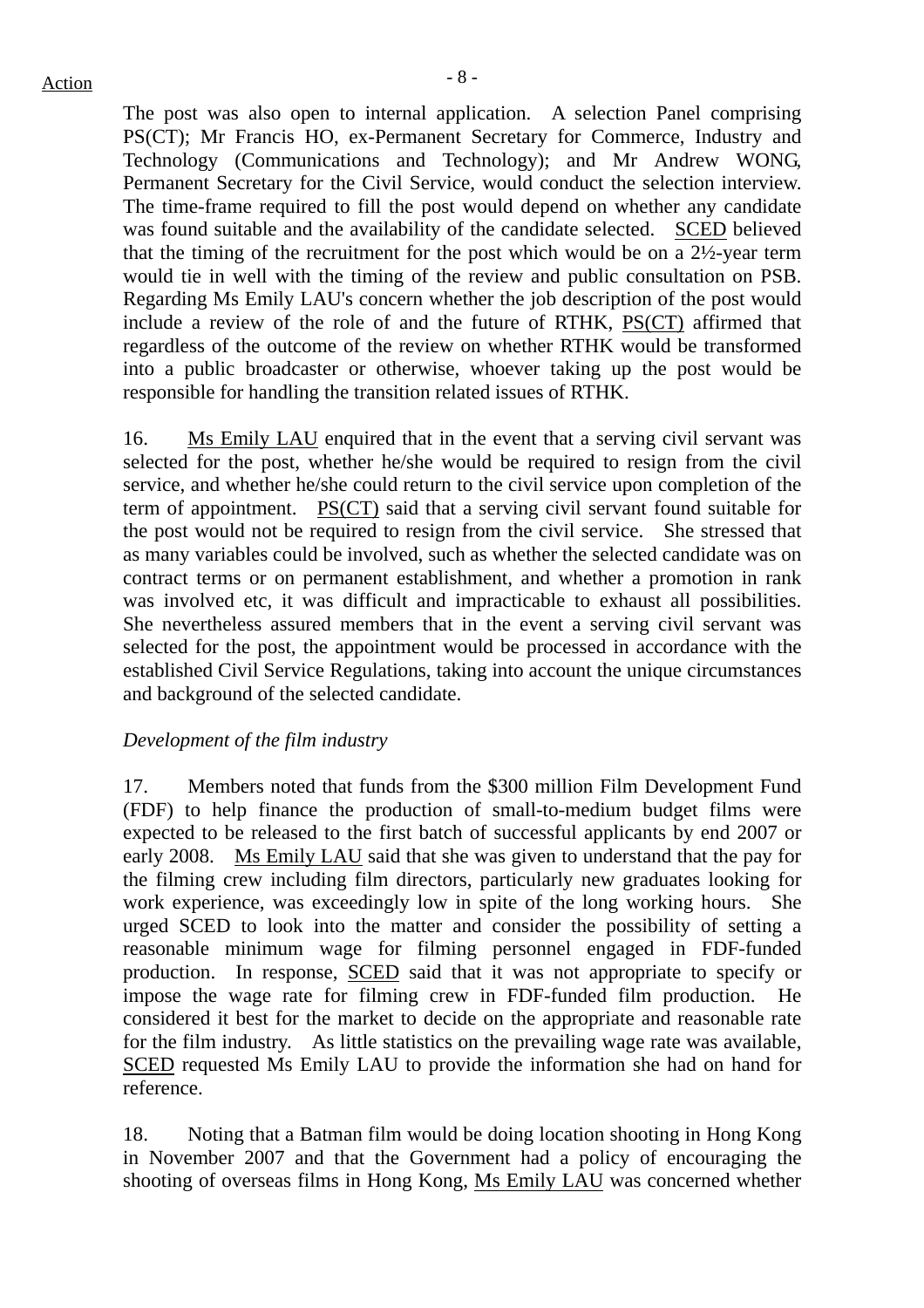The post was also open to internal application. A selection Panel comprising PS(CT); Mr Francis HO, ex-Permanent Secretary for Commerce, Industry and Technology (Communications and Technology); and Mr Andrew WONG, Permanent Secretary for the Civil Service, would conduct the selection interview. The time-frame required to fill the post would depend on whether any candidate was found suitable and the availability of the candidate selected. SCED believed that the timing of the recruitment for the post which would be on a 2½-year term would tie in well with the timing of the review and public consultation on PSB. Regarding Ms Emily LAU's concern whether the job description of the post would include a review of the role of and the future of RTHK, PS(CT) affirmed that regardless of the outcome of the review on whether RTHK would be transformed into a public broadcaster or otherwise, whoever taking up the post would be responsible for handling the transition related issues of RTHK.

16. Ms Emily LAU enquired that in the event that a serving civil servant was selected for the post, whether he/she would be required to resign from the civil service, and whether he/she could return to the civil service upon completion of the term of appointment. PS(CT) said that a serving civil servant found suitable for the post would not be required to resign from the civil service. She stressed that as many variables could be involved, such as whether the selected candidate was on contract terms or on permanent establishment, and whether a promotion in rank was involved etc, it was difficult and impracticable to exhaust all possibilities. She nevertheless assured members that in the event a serving civil servant was selected for the post, the appointment would be processed in accordance with the established Civil Service Regulations, taking into account the unique circumstances and background of the selected candidate.

*Development of the film industry*

17. Members noted that funds from the $300 million Film Development Fund (FDF) to help finance the production of small-to-medium budget films were expected to be released to the first batch of successful applicants by end 2007 or early 2008. Ms Emily LAU said that she was given to understand that the pay for the filming crew including film directors, particularly new graduates looking for work experience, was exceedingly low in spite of the long working hours. She urged SCED to look into the matter and consider the possibility of setting a reasonable minimum wage for filming personnel engaged in FDF-funded production. In response, SCED said that it was not appropriate to specify or impose the wage rate for filming crew in FDF-funded film production. He considered it best for the market to decide on the appropriate and reasonable rate for the film industry. As little statistics on the prevailing wage rate was available, SCED requested Ms Emily LAU to provide the information she had on hand for reference.

18. Noting that a Batman film would be doing location shooting in Hong Kong in November 2007 and that the Government had a policy of encouraging the shooting of overseas films in Hong Kong, Ms Emily LAU was concerned whether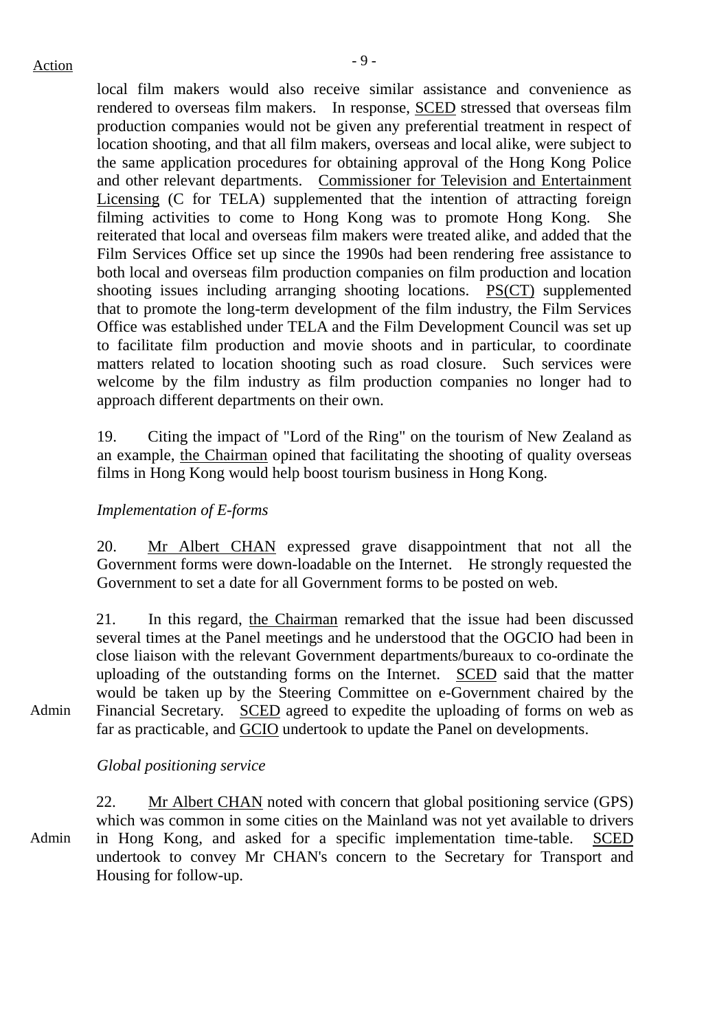Action

local film makers would also receive similar assistance and convenience as rendered to overseas film makers. In response, SCED stressed that overseas film production companies would not be given any preferential treatment in respect of location shooting, and that all film makers, overseas and local alike, were subject to the same application procedures for obtaining approval of the Hong Kong Police and other relevant departments. Commissioner for Television and Entertainment Licensing (C for TELA) supplemented that the intention of attracting foreign filming activities to come to Hong Kong was to promote Hong Kong. She reiterated that local and overseas film makers were treated alike, and added that the Film Services Office set up since the 1990s had been rendering free assistance to both local and overseas film production companies on film production and location shooting issues including arranging shooting locations. PS(CT) supplemented that to promote the long-term development of the film industry, the Film Services Office was established under TELA and the Film Development Council was set up to facilitate film production and movie shoots and in particular, to coordinate matters related to location shooting such as road closure. Such services were welcome by the film industry as film production companies no longer had to approach different departments on their own.

19. Citing the impact of "Lord of the Ring" on the tourism of New Zealand as an example, the Chairman opined that facilitating the shooting of quality overseas films in Hong Kong would help boost tourism business in Hong Kong.

*Implementation of E-forms*

20. Mr Albert CHAN expressed grave disappointment that not all the Government forms were down-loadable on the Internet. He strongly requested the Government to set a date for all Government forms to be posted on web.

21. In this regard, the Chairman remarked that the issue had been discussed several times at the Panel meetings and he understood that the OGCIO had been in close liaison with the relevant Government departments/bureaux to co-ordinate the uploading of the outstanding forms on the Internet. SCED said that the matter would be taken up by the Steering Committee on e-Government chaired by the Financial Secretary. SCED agreed to expedite the uploading of forms on web as far as practicable, and GCIO undertook to update the Panel on developments.

Admin

*Global positioning service*

22. Mr Albert CHAN noted with concern that global positioning service (GPS) which was common in some cities on the Mainland was not yet available to drivers in Hong Kong, and asked for a specific implementation time-table. SCED undertook to convey Mr CHAN's concern to the Secretary for Transport and Housing for follow-up.

Admin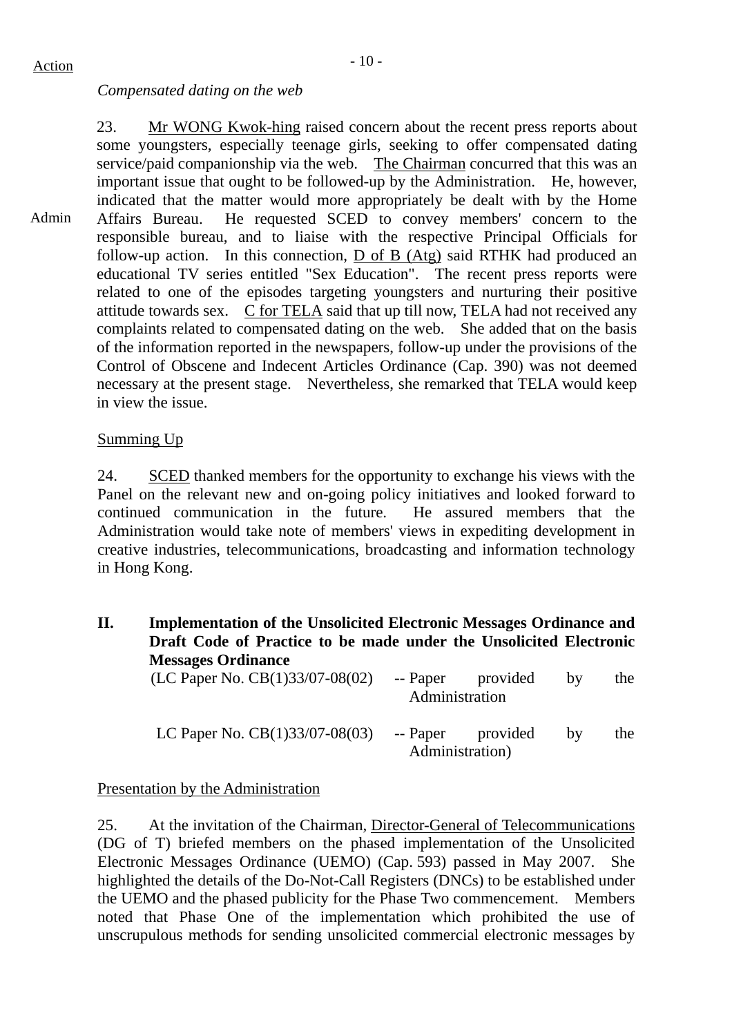Action

*Compensated dating on the web*

23. Mr WONG Kwok-hing raised concern about the recent press reports about some youngsters, especially teenage girls, seeking to offer compensated dating service/paid companionship via the web. The Chairman concurred that this was an important issue that ought to be followed-up by the Administration. He, however, indicated that the matter would more appropriately be dealt with by the Home Affairs Bureau. He requested SCED to convey members' concern to the responsible bureau, and to liaise with the respective Principal Officials for follow-up action. In this connection, D of B (Atg) said RTHK had produced an educational TV series entitled "Sex Education". The recent press reports were related to one of the episodes targeting youngsters and nurturing their positive attitude towards sex. C for TELA said that up till now, TELA had not received any complaints related to compensated dating on the web. She added that on the basis of the information reported in the newspapers, follow-up under the provisions of the Control of Obscene and Indecent Articles Ordinance (Cap. 390) was not deemed necessary at the present stage. Nevertheless, she remarked that TELA would keep in view the issue.

Admin

Summing Up

24. SCED thanked members for the opportunity to exchange his views with the Panel on the relevant new and on-going policy initiatives and looked forward to continued communication in the future. He assured members that the Administration would take note of members' views in expediting development in creative industries, telecommunications, broadcasting and information technology in Hong Kong.

**II. Implementation of the Unsolicited Electronic Messages Ordinance and Draft Code of Practice to be made under the Unsolicited Electronic Messages Ordinance**

(LC Paper No. CB(1)33/07-08(02) -- Paper provided by the Administration

LC Paper No. CB(1)33/07-08(03) -- Paper provided by the Administration)

Presentation by the Administration

25. At the invitation of the Chairman, Director-General of Telecommunications (DG of T) briefed members on the phased implementation of the Unsolicited Electronic Messages Ordinance (UEMO) (Cap. 593) passed in May 2007. She highlighted the details of the Do-Not-Call Registers (DNCs) to be established under the UEMO and the phased publicity for the Phase Two commencement. Members noted that Phase One of the implementation which prohibited the use of unscrupulous methods for sending unsolicited commercial electronic messages by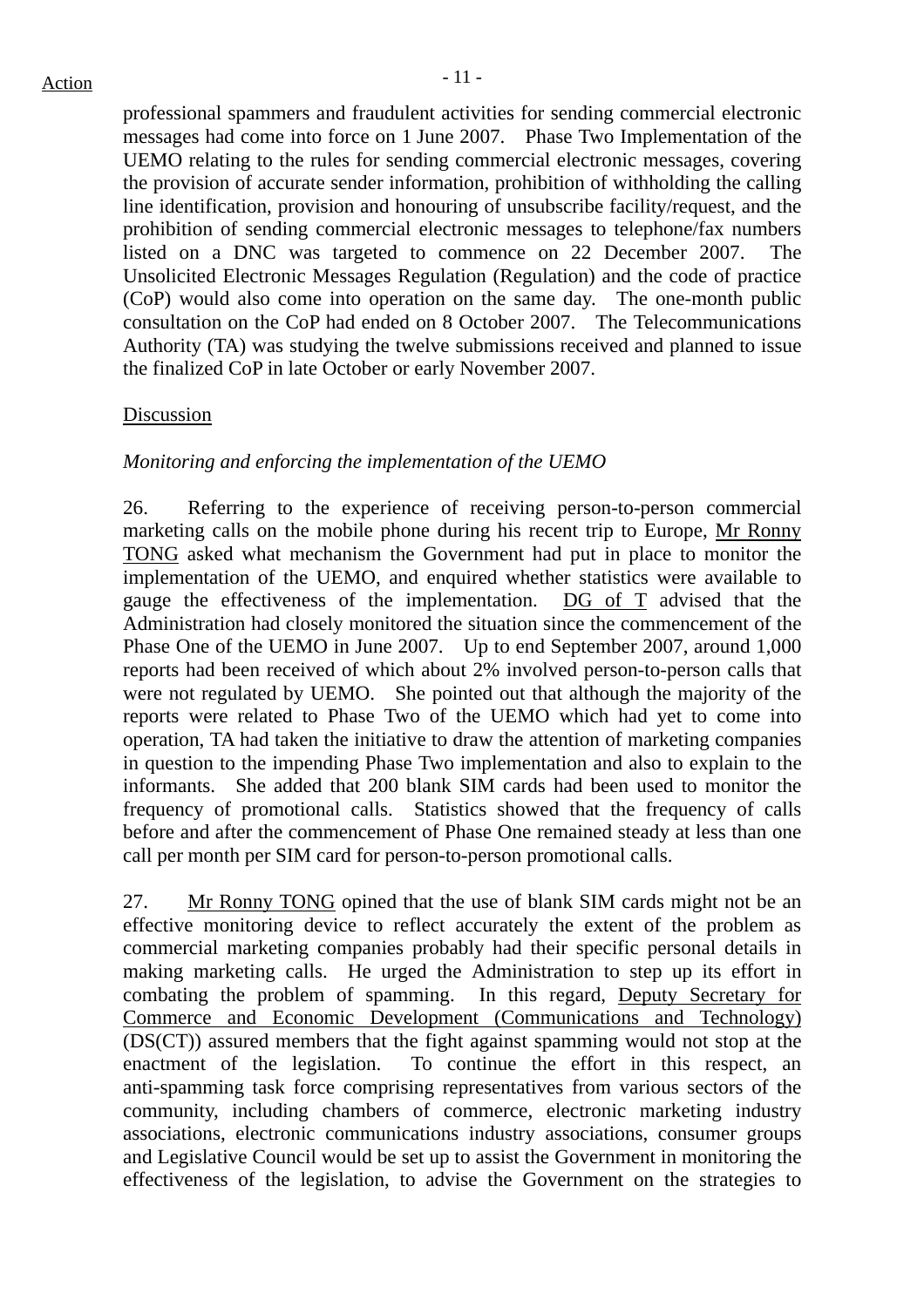professional spammers and fraudulent activities for sending commercial electronic messages had come into force on 1 June 2007. Phase Two Implementation of the UEMO relating to the rules for sending commercial electronic messages, covering the provision of accurate sender information, prohibition of withholding the calling line identification, provision and honouring of unsubscribe facility/request, and the prohibition of sending commercial electronic messages to telephone/fax numbers listed on a DNC was targeted to commence on 22 December 2007. The Unsolicited Electronic Messages Regulation (Regulation) and the code of practice (CoP) would also come into operation on the same day. The one-month public consultation on the CoP had ended on 8 October 2007. The Telecommunications Authority (TA) was studying the twelve submissions received and planned to issue the finalized CoP in late October or early November 2007.

Discussion

*Monitoring and enforcing the implementation of the UEMO*

26. Referring to the experience of receiving person-to-person commercial marketing calls on the mobile phone during his recent trip to Europe, Mr Ronny TONG asked what mechanism the Government had put in place to monitor the implementation of the UEMO, and enquired whether statistics were available to gauge the effectiveness of the implementation. DG of T advised that the Administration had closely monitored the situation since the commencement of the Phase One of the UEMO in June 2007. Up to end September 2007, around 1,000 reports had been received of which about 2% involved person-to-person calls that were not regulated by UEMO. She pointed out that although the majority of the reports were related to Phase Two of the UEMO which had yet to come into operation, TA had taken the initiative to draw the attention of marketing companies in question to the impending Phase Two implementation and also to explain to the informants. She added that 200 blank SIM cards had been used to monitor the frequency of promotional calls. Statistics showed that the frequency of calls before and after the commencement of Phase One remained steady at less than one call per month per SIM card for person-to-person promotional calls.

27. Mr Ronny TONG opined that the use of blank SIM cards might not be an effective monitoring device to reflect accurately the extent of the problem as commercial marketing companies probably had their specific personal details in making marketing calls. He urged the Administration to step up its effort in combating the problem of spamming. In this regard, Deputy Secretary for Commerce and Economic Development (Communications and Technology) (DS(CT)) assured members that the fight against spamming would not stop at the enactment of the legislation. To continue the effort in this respect, an anti-spamming task force comprising representatives from various sectors of the community, including chambers of commerce, electronic marketing industry associations, electronic communications industry associations, consumer groups and Legislative Council would be set up to assist the Government in monitoring the effectiveness of the legislation, to advise the Government on the strategies to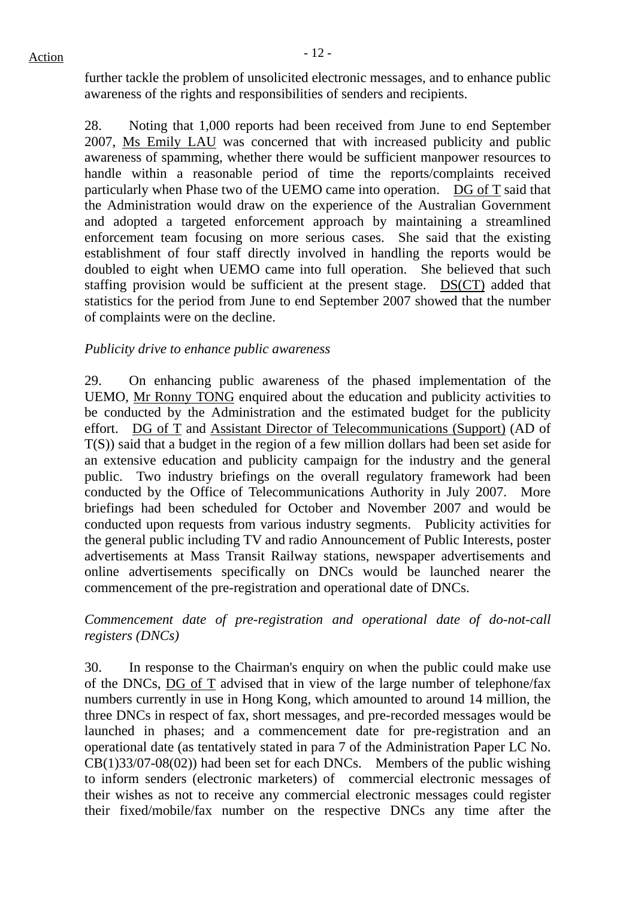further tackle the problem of unsolicited electronic messages, and to enhance public awareness of the rights and responsibilities of senders and recipients.

28. Noting that 1,000 reports had been received from June to end September 2007, Ms Emily LAU was concerned that with increased publicity and public awareness of spamming, whether there would be sufficient manpower resources to handle within a reasonable period of time the reports/complaints received particularly when Phase two of the UEMO came into operation. DG of T said that the Administration would draw on the experience of the Australian Government and adopted a targeted enforcement approach by maintaining a streamlined enforcement team focusing on more serious cases. She said that the existing establishment of four staff directly involved in handling the reports would be doubled to eight when UEMO came into full operation. She believed that such staffing provision would be sufficient at the present stage. DS(CT) added that statistics for the period from June to end September 2007 showed that the number of complaints were on the decline.

*Publicity drive to enhance public awareness*

29. On enhancing public awareness of the phased implementation of the UEMO, Mr Ronny TONG enquired about the education and publicity activities to be conducted by the Administration and the estimated budget for the publicity effort. DG of T and Assistant Director of Telecommunications (Support) (AD of T(S)) said that a budget in the region of a few million dollars had been set aside for an extensive education and publicity campaign for the industry and the general public. Two industry briefings on the overall regulatory framework had been conducted by the Office of Telecommunications Authority in July 2007. More briefings had been scheduled for October and November 2007 and would be conducted upon requests from various industry segments. Publicity activities for the general public including TV and radio Announcement of Public Interests, poster advertisements at Mass Transit Railway stations, newspaper advertisements and online advertisements specifically on DNCs would be launched nearer the commencement of the pre-registration and operational date of DNCs.

*Commencement date of pre-registration and operational date of do-not-call registers (DNCs)*

30. In response to the Chairman's enquiry on when the public could make use of the DNCs, DG of T advised that in view of the large number of telephone/fax numbers currently in use in Hong Kong, which amounted to around 14 million, the three DNCs in respect of fax, short messages, and pre-recorded messages would be launched in phases; and a commencement date for pre-registration and an operational date (as tentatively stated in para 7 of the Administration Paper LC No. CB(1)33/07-08(02)) had been set for each DNCs. Members of the public wishing to inform senders (electronic marketers) of commercial electronic messages of their wishes as not to receive any commercial electronic messages could register their fixed/mobile/fax number on the respective DNCs any time after the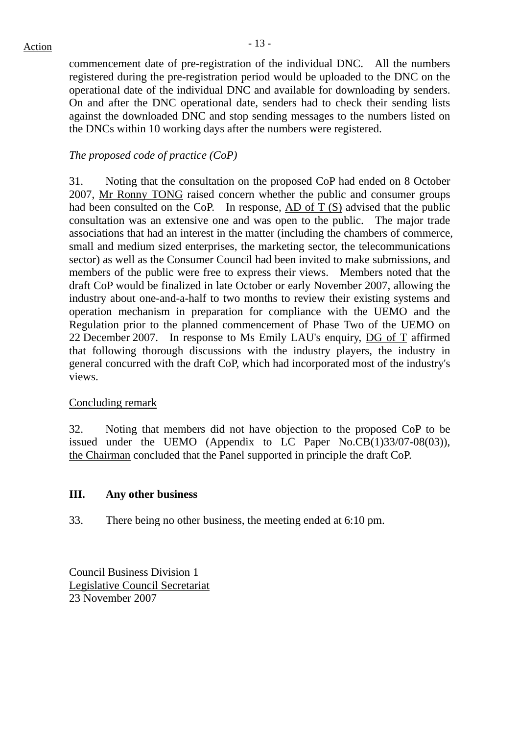Action

commencement date of pre-registration of the individual DNC. All the numbers registered during the pre-registration period would be uploaded to the DNC on the operational date of the individual DNC and available for downloading by senders. On and after the DNC operational date, senders had to check their sending lists against the downloaded DNC and stop sending messages to the numbers listed on the DNCs within 10 working days after the numbers were registered.

*The proposed code of practice (CoP)*

31. Noting that the consultation on the proposed CoP had ended on 8 October 2007, Mr Ronny TONG raised concern whether the public and consumer groups had been consulted on the CoP. In response, AD of T (S) advised that the public consultation was an extensive one and was open to the public. The major trade associations that had an interest in the matter (including the chambers of commerce, small and medium sized enterprises, the marketing sector, the telecommunications sector) as well as the Consumer Council had been invited to make submissions, and members of the public were free to express their views. Members noted that the draft CoP would be finalized in late October or early November 2007, allowing the industry about one-and-a-half to two months to review their existing systems and operation mechanism in preparation for compliance with the UEMO and the Regulation prior to the planned commencement of Phase Two of the UEMO on 22 December 2007. In response to Ms Emily LAU's enquiry, DG of T affirmed that following thorough discussions with the industry players, the industry in general concurred with the draft CoP, which had incorporated most of the industry's views.

Concluding remark

32. Noting that members did not have objection to the proposed CoP to be issued under the UEMO (Appendix to LC Paper No.CB(1)33/07-08(03)), the Chairman concluded that the Panel supported in principle the draft CoP.

## III. Any other business

33. There being no other business, the meeting ended at 6:10 pm.

Council Business Division 1
Legislative Council Secretariat
23 November 2007